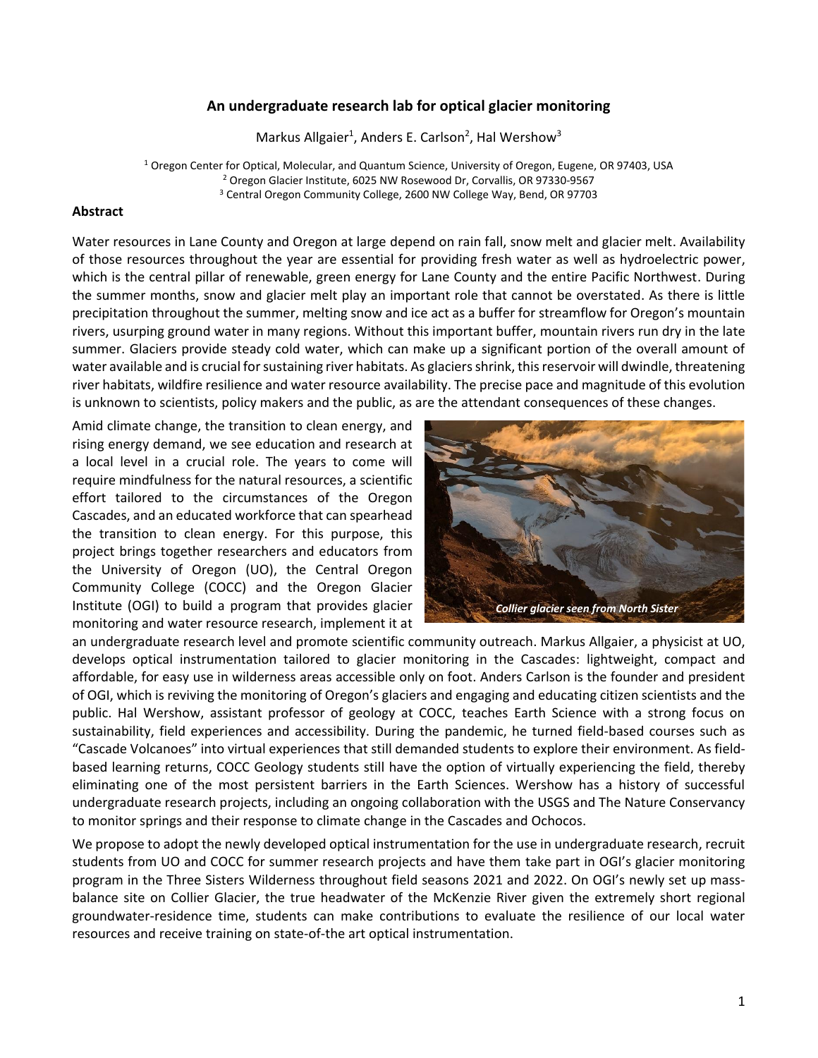# An undergraduate research lab for optical glacier monitoring

Markus Allgaier[1], Anders E. Carlson[2], Hal Wershow[3]

[1] Oregon Center for Optical, Molecular, and Quantum Science, University of Oregon, Eugene, OR 97403, USA
[2] Oregon Glacier Institute, 6025 NW Rosewood Dr, Corvallis, OR 97330-9567
[3] Central Oregon Community College, 2600 NW College Way, Bend, OR 97703

## Abstract

Water resources in Lane County and Oregon at large depend on rain fall, snow melt and glacier melt. Availability of those resources throughout the year are essential for providing fresh water as well as hydroelectric power, which is the central pillar of renewable, green energy for Lane County and the entire Pacific Northwest. During the summer months, snow and glacier melt play an important role that cannot be overstated. As there is little precipitation throughout the summer, melting snow and ice act as a buffer for streamflow for Oregon's mountain rivers, usurping ground water in many regions. Without this important buffer, mountain rivers run dry in the late summer. Glaciers provide steady cold water, which can make up a significant portion of the overall amount of water available and is crucial for sustaining river habitats. As glaciers shrink, this reservoir will dwindle, threatening river habitats, wildfire resilience and water resource availability. The precise pace and magnitude of this evolution is unknown to scientists, policy makers and the public, as are the attendant consequences of these changes.

Amid climate change, the transition to clean energy, and rising energy demand, we see education and research at a local level in a crucial role. The years to come will require mindfulness for the natural resources, a scientific effort tailored to the circumstances of the Oregon Cascades, and an educated workforce that can spearhead the transition to clean energy. For this purpose, this project brings together researchers and educators from the University of Oregon (UO), the Central Oregon Community College (COCC) and the Oregon Glacier Institute (OGI) to build a program that provides glacier monitoring and water resource research, implement it at an undergraduate research level and promote scientific community outreach. Markus Allgaier, a physicist at UO, develops optical instrumentation tailored to glacier monitoring in the Cascades: lightweight, compact and affordable, for easy use in wilderness areas accessible only on foot. Anders Carlson is the founder and president of OGI, which is reviving the monitoring of Oregon's glaciers and engaging and educating citizen scientists and the public. Hal Wershow, assistant professor of geology at COCC, teaches Earth Science with a strong focus on sustainability, field experiences and accessibility. During the pandemic, he turned field-based courses such as "Cascade Volcanoes" into virtual experiences that still demanded students to explore their environment. As field-based learning returns, COCC Geology students still have the option of virtually experiencing the field, thereby eliminating one of the most persistent barriers in the Earth Sciences. Wershow has a history of successful undergraduate research projects, including an ongoing collaboration with the USGS and The Nature Conservancy to monitor springs and their response to climate change in the Cascades and Ochocos.

*Collier glacier seen from North Sister*

We propose to adopt the newly developed optical instrumentation for the use in undergraduate research, recruit students from UO and COCC for summer research projects and have them take part in OGI's glacier monitoring program in the Three Sisters Wilderness throughout field seasons 2021 and 2022. On OGI's newly set up mass-balance site on Collier Glacier, the true headwater of the McKenzie River given the extremely short regional groundwater-residence time, students can make contributions to evaluate the resilience of our local water resources and receive training on state-of-the art optical instrumentation.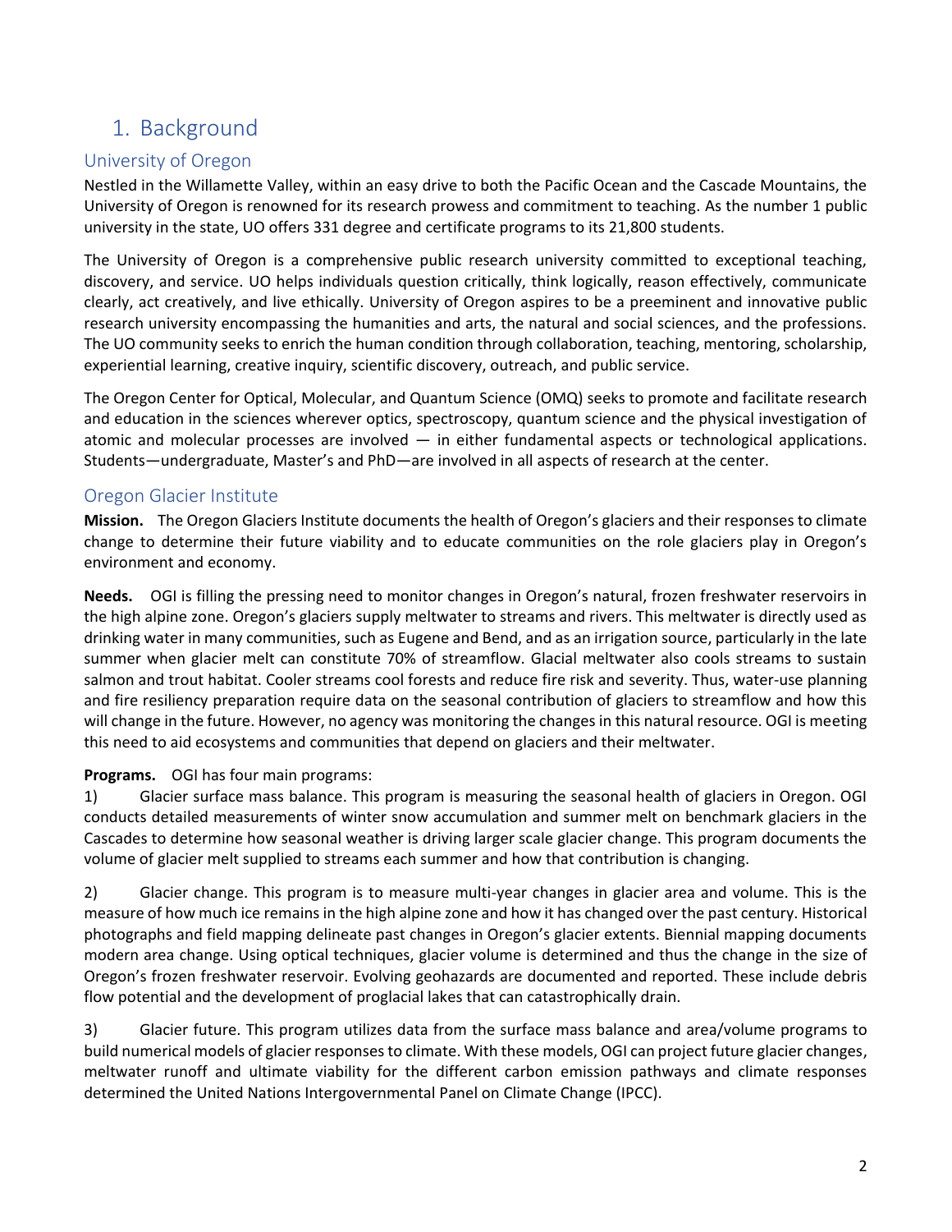# 1. Background

## University of Oregon

Nestled in the Willamette Valley, within an easy drive to both the Pacific Ocean and the Cascade Mountains, the University of Oregon is renowned for its research prowess and commitment to teaching. As the number 1 public university in the state, UO offers 331 degree and certificate programs to its 21,800 students.

The University of Oregon is a comprehensive public research university committed to exceptional teaching, discovery, and service. UO helps individuals question critically, think logically, reason effectively, communicate clearly, act creatively, and live ethically. University of Oregon aspires to be a preeminent and innovative public research university encompassing the humanities and arts, the natural and social sciences, and the professions. The UO community seeks to enrich the human condition through collaboration, teaching, mentoring, scholarship, experiential learning, creative inquiry, scientific discovery, outreach, and public service.

The Oregon Center for Optical, Molecular, and Quantum Science (OMQ) seeks to promote and facilitate research and education in the sciences wherever optics, spectroscopy, quantum science and the physical investigation of atomic and molecular processes are involved — in either fundamental aspects or technological applications. Students—undergraduate, Master's and PhD—are involved in all aspects of research at the center.

## Oregon Glacier Institute

**Mission.** The Oregon Glaciers Institute documents the health of Oregon's glaciers and their responses to climate change to determine their future viability and to educate communities on the role glaciers play in Oregon's environment and economy.

**Needs.** OGI is filling the pressing need to monitor changes in Oregon's natural, frozen freshwater reservoirs in the high alpine zone. Oregon's glaciers supply meltwater to streams and rivers. This meltwater is directly used as drinking water in many communities, such as Eugene and Bend, and as an irrigation source, particularly in the late summer when glacier melt can constitute 70% of streamflow. Glacial meltwater also cools streams to sustain salmon and trout habitat. Cooler streams cool forests and reduce fire risk and severity. Thus, water-use planning and fire resiliency preparation require data on the seasonal contribution of glaciers to streamflow and how this will change in the future. However, no agency was monitoring the changes in this natural resource. OGI is meeting this need to aid ecosystems and communities that depend on glaciers and their meltwater.

**Programs.** OGI has four main programs:

1) Glacier surface mass balance. This program is measuring the seasonal health of glaciers in Oregon. OGI conducts detailed measurements of winter snow accumulation and summer melt on benchmark glaciers in the Cascades to determine how seasonal weather is driving larger scale glacier change. This program documents the volume of glacier melt supplied to streams each summer and how that contribution is changing.

2) Glacier change. This program is to measure multi-year changes in glacier area and volume. This is the measure of how much ice remains in the high alpine zone and how it has changed over the past century. Historical photographs and field mapping delineate past changes in Oregon's glacier extents. Biennial mapping documents modern area change. Using optical techniques, glacier volume is determined and thus the change in the size of Oregon's frozen freshwater reservoir. Evolving geohazards are documented and reported. These include debris flow potential and the development of proglacial lakes that can catastrophically drain.

3) Glacier future. This program utilizes data from the surface mass balance and area/volume programs to build numerical models of glacier responses to climate. With these models, OGI can project future glacier changes, meltwater runoff and ultimate viability for the different carbon emission pathways and climate responses determined the United Nations Intergovernmental Panel on Climate Change (IPCC).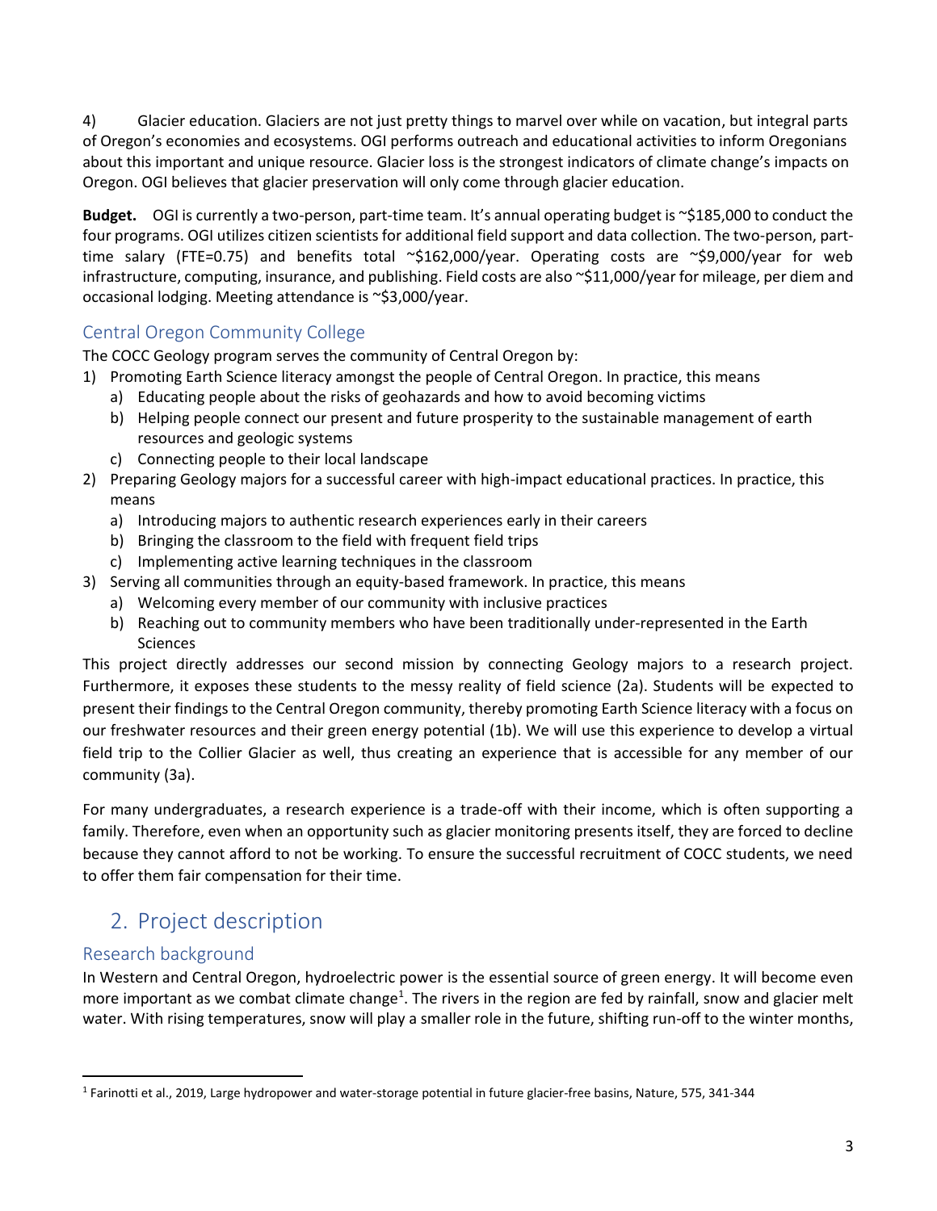4) Glacier education. Glaciers are not just pretty things to marvel over while on vacation, but integral parts of Oregon's economies and ecosystems. OGI performs outreach and educational activities to inform Oregonians about this important and unique resource. Glacier loss is the strongest indicators of climate change's impacts on Oregon. OGI believes that glacier preservation will only come through glacier education.

**Budget.** OGI is currently a two-person, part-time team. It's annual operating budget is ~$185,000 to conduct the four programs. OGI utilizes citizen scientists for additional field support and data collection. The two-person, part-time salary (FTE=0.75) and benefits total ~$162,000/year. Operating costs are ~$9,000/year for web infrastructure, computing, insurance, and publishing. Field costs are also ~$11,000/year for mileage, per diem and occasional lodging. Meeting attendance is ~$3,000/year.

### Central Oregon Community College

The COCC Geology program serves the community of Central Oregon by:

1) Promoting Earth Science literacy amongst the people of Central Oregon. In practice, this means
   a) Educating people about the risks of geohazards and how to avoid becoming victims
   b) Helping people connect our present and future prosperity to the sustainable management of earth resources and geologic systems
   c) Connecting people to their local landscape
2) Preparing Geology majors for a successful career with high-impact educational practices. In practice, this means
   a) Introducing majors to authentic research experiences early in their careers
   b) Bringing the classroom to the field with frequent field trips
   c) Implementing active learning techniques in the classroom
3) Serving all communities through an equity-based framework. In practice, this means
   a) Welcoming every member of our community with inclusive practices
   b) Reaching out to community members who have been traditionally under-represented in the Earth Sciences

This project directly addresses our second mission by connecting Geology majors to a research project. Furthermore, it exposes these students to the messy reality of field science (2a). Students will be expected to present their findings to the Central Oregon community, thereby promoting Earth Science literacy with a focus on our freshwater resources and their green energy potential (1b). We will use this experience to develop a virtual field trip to the Collier Glacier as well, thus creating an experience that is accessible for any member of our community (3a).

For many undergraduates, a research experience is a trade-off with their income, which is often supporting a family. Therefore, even when an opportunity such as glacier monitoring presents itself, they are forced to decline because they cannot afford to not be working. To ensure the successful recruitment of COCC students, we need to offer them fair compensation for their time.

## 2. Project description

### Research background

In Western and Central Oregon, hydroelectric power is the essential source of green energy. It will become even more important as we combat climate change[1]. The rivers in the region are fed by rainfall, snow and glacier melt water. With rising temperatures, snow will play a smaller role in the future, shifting run-off to the winter months,

[1] Farinotti et al., 2019, Large hydropower and water-storage potential in future glacier-free basins, Nature, 575, 341-344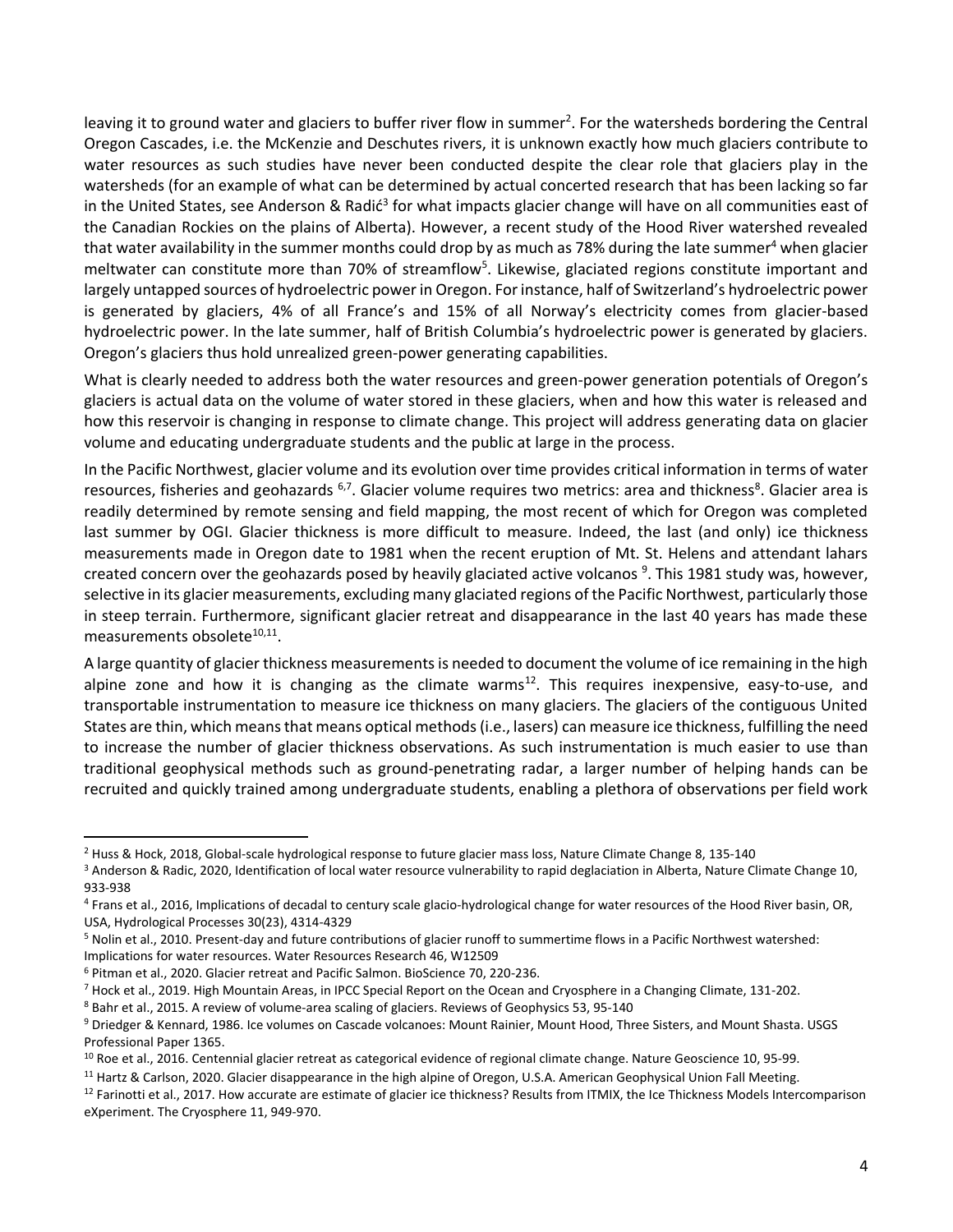leaving it to ground water and glaciers to buffer river flow in summer[2]. For the watersheds bordering the Central Oregon Cascades, i.e. the McKenzie and Deschutes rivers, it is unknown exactly how much glaciers contribute to water resources as such studies have never been conducted despite the clear role that glaciers play in the watersheds (for an example of what can be determined by actual concerted research that has been lacking so far in the United States, see Anderson & Radić[3] for what impacts glacier change will have on all communities east of the Canadian Rockies on the plains of Alberta). However, a recent study of the Hood River watershed revealed that water availability in the summer months could drop by as much as 78% during the late summer[4] when glacier meltwater can constitute more than 70% of streamflow[5]. Likewise, glaciated regions constitute important and largely untapped sources of hydroelectric power in Oregon. For instance, half of Switzerland's hydroelectric power is generated by glaciers, 4% of all France's and 15% of all Norway's electricity comes from glacier-based hydroelectric power. In the late summer, half of British Columbia's hydroelectric power is generated by glaciers. Oregon's glaciers thus hold unrealized green-power generating capabilities.

What is clearly needed to address both the water resources and green-power generation potentials of Oregon's glaciers is actual data on the volume of water stored in these glaciers, when and how this water is released and how this reservoir is changing in response to climate change. This project will address generating data on glacier volume and educating undergraduate students and the public at large in the process.

In the Pacific Northwest, glacier volume and its evolution over time provides critical information in terms of water resources, fisheries and geohazards [6,7]. Glacier volume requires two metrics: area and thickness[8]. Glacier area is readily determined by remote sensing and field mapping, the most recent of which for Oregon was completed last summer by OGI. Glacier thickness is more difficult to measure. Indeed, the last (and only) ice thickness measurements made in Oregon date to 1981 when the recent eruption of Mt. St. Helens and attendant lahars created concern over the geohazards posed by heavily glaciated active volcanos [9]. This 1981 study was, however, selective in its glacier measurements, excluding many glaciated regions of the Pacific Northwest, particularly those in steep terrain. Furthermore, significant glacier retreat and disappearance in the last 40 years has made these measurements obsolete[10,11].

A large quantity of glacier thickness measurements is needed to document the volume of ice remaining in the high alpine zone and how it is changing as the climate warms[12]. This requires inexpensive, easy-to-use, and transportable instrumentation to measure ice thickness on many glaciers. The glaciers of the contiguous United States are thin, which means that means optical methods (i.e., lasers) can measure ice thickness, fulfilling the need to increase the number of glacier thickness observations. As such instrumentation is much easier to use than traditional geophysical methods such as ground-penetrating radar, a larger number of helping hands can be recruited and quickly trained among undergraduate students, enabling a plethora of observations per field work

---

[2] Huss & Hock, 2018, Global-scale hydrological response to future glacier mass loss, Nature Climate Change 8, 135-140

[3] Anderson & Radic, 2020, Identification of local water resource vulnerability to rapid deglaciation in Alberta, Nature Climate Change 10, 933-938

[4] Frans et al., 2016, Implications of decadal to century scale glacio-hydrological change for water resources of the Hood River basin, OR, USA, Hydrological Processes 30(23), 4314-4329

[5] Nolin et al., 2010. Present-day and future contributions of glacier runoff to summertime flows in a Pacific Northwest watershed: Implications for water resources. Water Resources Research 46, W12509

[6] Pitman et al., 2020. Glacier retreat and Pacific Salmon. BioScience 70, 220-236.

[7] Hock et al., 2019. High Mountain Areas, in IPCC Special Report on the Ocean and Cryosphere in a Changing Climate, 131-202.

[8] Bahr et al., 2015. A review of volume-area scaling of glaciers. Reviews of Geophysics 53, 95-140

[9] Driedger & Kennard, 1986. Ice volumes on Cascade volcanoes: Mount Rainier, Mount Hood, Three Sisters, and Mount Shasta. USGS Professional Paper 1365.

[10] Roe et al., 2016. Centennial glacier retreat as categorical evidence of regional climate change. Nature Geoscience 10, 95-99.

[11] Hartz & Carlson, 2020. Glacier disappearance in the high alpine of Oregon, U.S.A. American Geophysical Union Fall Meeting.

[12] Farinotti et al., 2017. How accurate are estimate of glacier ice thickness? Results from ITMIX, the Ice Thickness Models Intercomparison eXperiment. The Cryosphere 11, 949-970.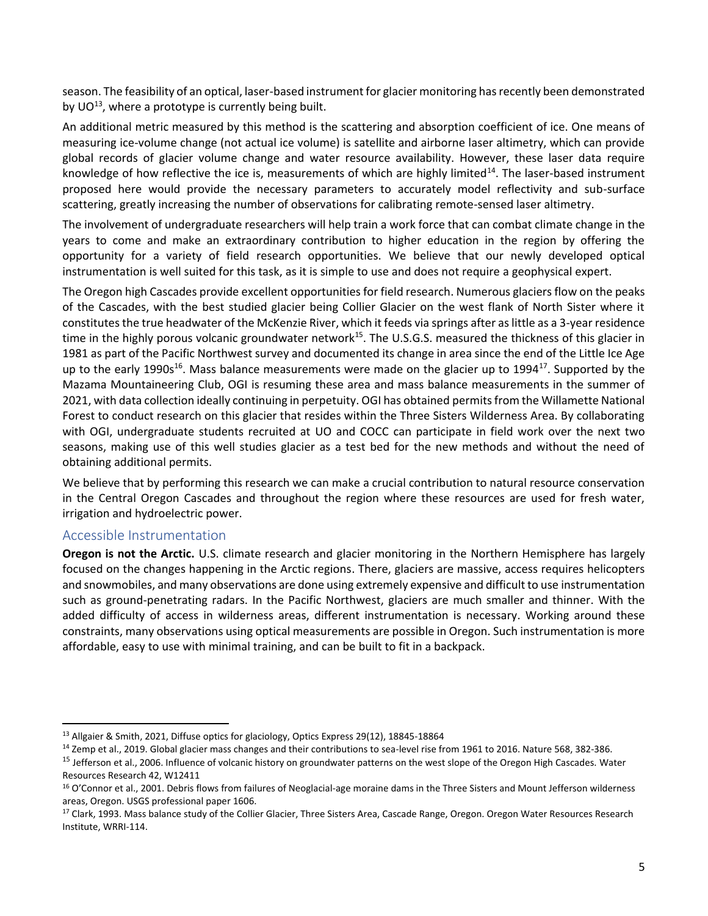season. The feasibility of an optical, laser-based instrument for glacier monitoring has recently been demonstrated by UO[13], where a prototype is currently being built.

An additional metric measured by this method is the scattering and absorption coefficient of ice. One means of measuring ice-volume change (not actual ice volume) is satellite and airborne laser altimetry, which can provide global records of glacier volume change and water resource availability. However, these laser data require knowledge of how reflective the ice is, measurements of which are highly limited[14]. The laser-based instrument proposed here would provide the necessary parameters to accurately model reflectivity and sub-surface scattering, greatly increasing the number of observations for calibrating remote-sensed laser altimetry.

The involvement of undergraduate researchers will help train a work force that can combat climate change in the years to come and make an extraordinary contribution to higher education in the region by offering the opportunity for a variety of field research opportunities. We believe that our newly developed optical instrumentation is well suited for this task, as it is simple to use and does not require a geophysical expert.

The Oregon high Cascades provide excellent opportunities for field research. Numerous glaciers flow on the peaks of the Cascades, with the best studied glacier being Collier Glacier on the west flank of North Sister where it constitutes the true headwater of the McKenzie River, which it feeds via springs after as little as a 3-year residence time in the highly porous volcanic groundwater network[15]. The U.S.G.S. measured the thickness of this glacier in 1981 as part of the Pacific Northwest survey and documented its change in area since the end of the Little Ice Age up to the early 1990s[16]. Mass balance measurements were made on the glacier up to 1994[17]. Supported by the Mazama Mountaineering Club, OGI is resuming these area and mass balance measurements in the summer of 2021, with data collection ideally continuing in perpetuity. OGI has obtained permits from the Willamette National Forest to conduct research on this glacier that resides within the Three Sisters Wilderness Area. By collaborating with OGI, undergraduate students recruited at UO and COCC can participate in field work over the next two seasons, making use of this well studies glacier as a test bed for the new methods and without the need of obtaining additional permits.

We believe that by performing this research we can make a crucial contribution to natural resource conservation in the Central Oregon Cascades and throughout the region where these resources are used for fresh water, irrigation and hydroelectric power.

## Accessible Instrumentation

**Oregon is not the Arctic.** U.S. climate research and glacier monitoring in the Northern Hemisphere has largely focused on the changes happening in the Arctic regions. There, glaciers are massive, access requires helicopters and snowmobiles, and many observations are done using extremely expensive and difficult to use instrumentation such as ground-penetrating radars. In the Pacific Northwest, glaciers are much smaller and thinner. With the added difficulty of access in wilderness areas, different instrumentation is necessary. Working around these constraints, many observations using optical measurements are possible in Oregon. Such instrumentation is more affordable, easy to use with minimal training, and can be built to fit in a backpack.

---

[13] Allgaier & Smith, 2021, Diffuse optics for glaciology, Optics Express 29(12), 18845-18864

[14] Zemp et al., 2019. Global glacier mass changes and their contributions to sea-level rise from 1961 to 2016. Nature 568, 382-386.

[15] Jefferson et al., 2006. Influence of volcanic history on groundwater patterns on the west slope of the Oregon High Cascades. Water Resources Research 42, W12411

[16] O'Connor et al., 2001. Debris flows from failures of Neoglacial-age moraine dams in the Three Sisters and Mount Jefferson wilderness areas, Oregon. USGS professional paper 1606.

[17] Clark, 1993. Mass balance study of the Collier Glacier, Three Sisters Area, Cascade Range, Oregon. Oregon Water Resources Research Institute, WRRI-114.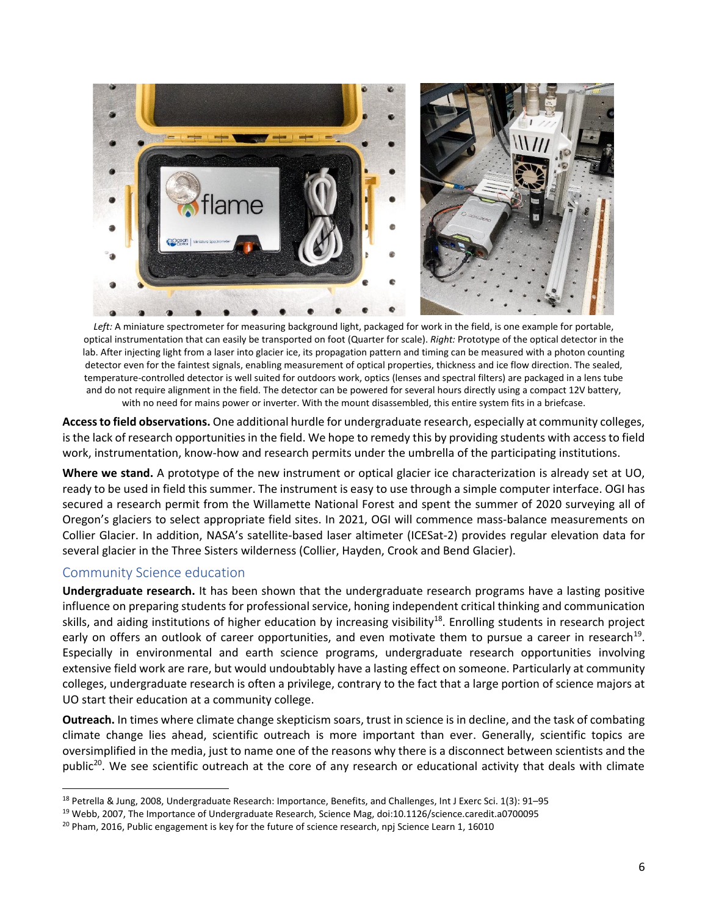*Left:* A miniature spectrometer for measuring background light, packaged for work in the field, is one example for portable, optical instrumentation that can easily be transported on foot (Quarter for scale). *Right:* Prototype of the optical detector in the lab. After injecting light from a laser into glacier ice, its propagation pattern and timing can be measured with a photon counting detector even for the faintest signals, enabling measurement of optical properties, thickness and ice flow direction. The sealed, temperature-controlled detector is well suited for outdoors work, optics (lenses and spectral filters) are packaged in a lens tube and do not require alignment in the field. The detector can be powered for several hours directly using a compact 12V battery, with no need for mains power or inverter. With the mount disassembled, this entire system fits in a briefcase.

**Access to field observations.** One additional hurdle for undergraduate research, especially at community colleges, is the lack of research opportunities in the field. We hope to remedy this by providing students with access to field work, instrumentation, know-how and research permits under the umbrella of the participating institutions.

**Where we stand.** A prototype of the new instrument or optical glacier ice characterization is already set at UO, ready to be used in field this summer. The instrument is easy to use through a simple computer interface. OGI has secured a research permit from the Willamette National Forest and spent the summer of 2020 surveying all of Oregon's glaciers to select appropriate field sites. In 2021, OGI will commence mass-balance measurements on Collier Glacier. In addition, NASA's satellite-based laser altimeter (ICESat-2) provides regular elevation data for several glacier in the Three Sisters wilderness (Collier, Hayden, Crook and Bend Glacier).

## Community Science education

**Undergraduate research.** It has been shown that the undergraduate research programs have a lasting positive influence on preparing students for professional service, honing independent critical thinking and communication skills, and aiding institutions of higher education by increasing visibility[18]. Enrolling students in research project early on offers an outlook of career opportunities, and even motivate them to pursue a career in research[19]. Especially in environmental and earth science programs, undergraduate research opportunities involving extensive field work are rare, but would undoubtably have a lasting effect on someone. Particularly at community colleges, undergraduate research is often a privilege, contrary to the fact that a large portion of science majors at UO start their education at a community college.

**Outreach.** In times where climate change skepticism soars, trust in science is in decline, and the task of combating climate change lies ahead, scientific outreach is more important than ever. Generally, scientific topics are oversimplified in the media, just to name one of the reasons why there is a disconnect between scientists and the public[20]. We see scientific outreach at the core of any research or educational activity that deals with climate

---

[18] Petrella & Jung, 2008, Undergraduate Research: Importance, Benefits, and Challenges, Int J Exerc Sci. 1(3): 91–95

[19] Webb, 2007, The Importance of Undergraduate Research, Science Mag, doi:10.1126/science.caredit.a0700095

[20] Pham, 2016, Public engagement is key for the future of science research, npj Science Learn 1, 16010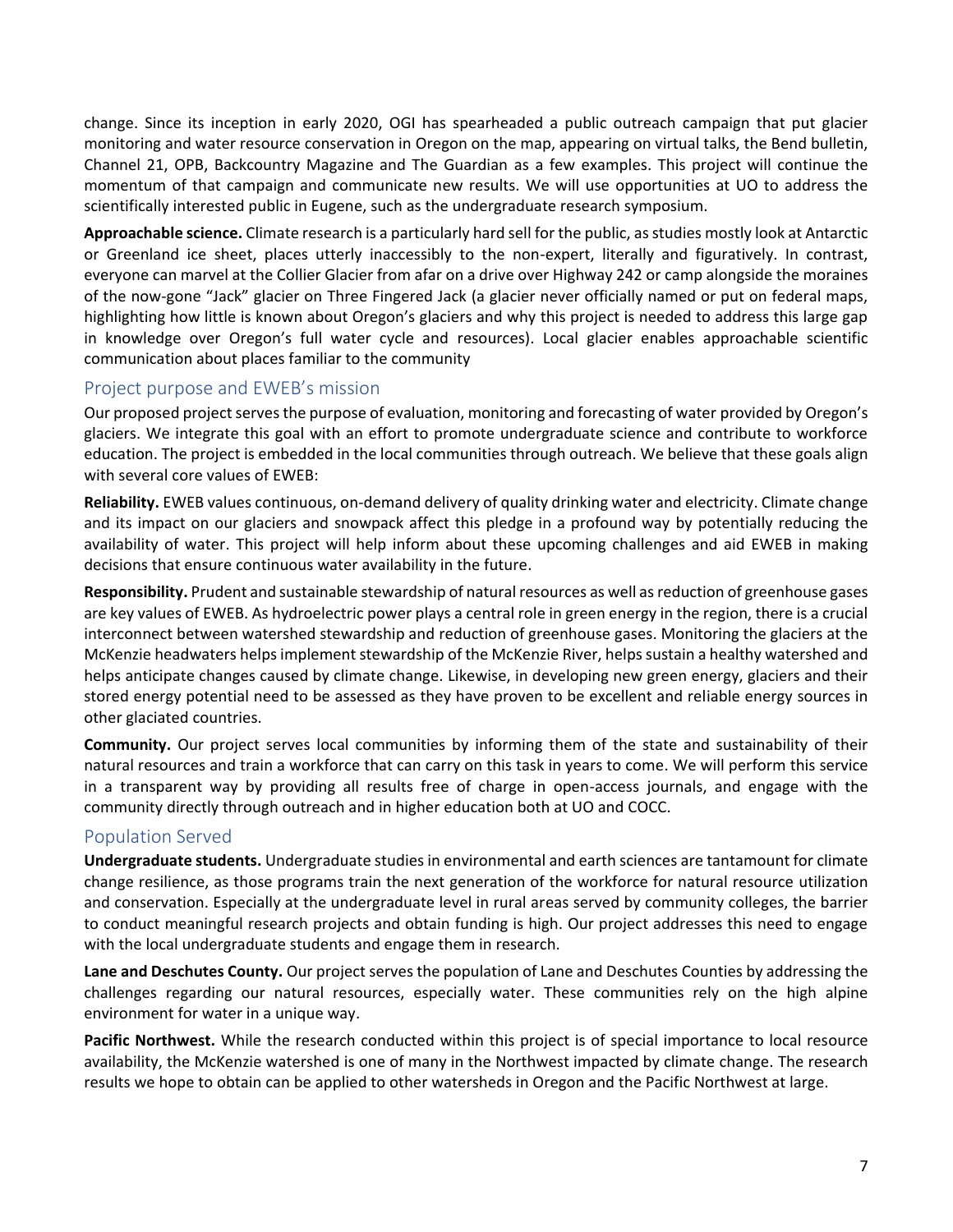change. Since its inception in early 2020, OGI has spearheaded a public outreach campaign that put glacier monitoring and water resource conservation in Oregon on the map, appearing on virtual talks, the Bend bulletin, Channel 21, OPB, Backcountry Magazine and The Guardian as a few examples. This project will continue the momentum of that campaign and communicate new results. We will use opportunities at UO to address the scientifically interested public in Eugene, such as the undergraduate research symposium.

**Approachable science.** Climate research is a particularly hard sell for the public, as studies mostly look at Antarctic or Greenland ice sheet, places utterly inaccessibly to the non-expert, literally and figuratively. In contrast, everyone can marvel at the Collier Glacier from afar on a drive over Highway 242 or camp alongside the moraines of the now-gone "Jack" glacier on Three Fingered Jack (a glacier never officially named or put on federal maps, highlighting how little is known about Oregon's glaciers and why this project is needed to address this large gap in knowledge over Oregon's full water cycle and resources). Local glacier enables approachable scientific communication about places familiar to the community

## Project purpose and EWEB's mission

Our proposed project serves the purpose of evaluation, monitoring and forecasting of water provided by Oregon's glaciers. We integrate this goal with an effort to promote undergraduate science and contribute to workforce education. The project is embedded in the local communities through outreach. We believe that these goals align with several core values of EWEB:

**Reliability.** EWEB values continuous, on-demand delivery of quality drinking water and electricity. Climate change and its impact on our glaciers and snowpack affect this pledge in a profound way by potentially reducing the availability of water. This project will help inform about these upcoming challenges and aid EWEB in making decisions that ensure continuous water availability in the future.

**Responsibility.** Prudent and sustainable stewardship of natural resources as well as reduction of greenhouse gases are key values of EWEB. As hydroelectric power plays a central role in green energy in the region, there is a crucial interconnect between watershed stewardship and reduction of greenhouse gases. Monitoring the glaciers at the McKenzie headwaters helps implement stewardship of the McKenzie River, helps sustain a healthy watershed and helps anticipate changes caused by climate change. Likewise, in developing new green energy, glaciers and their stored energy potential need to be assessed as they have proven to be excellent and reliable energy sources in other glaciated countries.

**Community.** Our project serves local communities by informing them of the state and sustainability of their natural resources and train a workforce that can carry on this task in years to come. We will perform this service in a transparent way by providing all results free of charge in open-access journals, and engage with the community directly through outreach and in higher education both at UO and COCC.

## Population Served

**Undergraduate students.** Undergraduate studies in environmental and earth sciences are tantamount for climate change resilience, as those programs train the next generation of the workforce for natural resource utilization and conservation. Especially at the undergraduate level in rural areas served by community colleges, the barrier to conduct meaningful research projects and obtain funding is high. Our project addresses this need to engage with the local undergraduate students and engage them in research.

**Lane and Deschutes County.** Our project serves the population of Lane and Deschutes Counties by addressing the challenges regarding our natural resources, especially water. These communities rely on the high alpine environment for water in a unique way.

**Pacific Northwest.** While the research conducted within this project is of special importance to local resource availability, the McKenzie watershed is one of many in the Northwest impacted by climate change. The research results we hope to obtain can be applied to other watersheds in Oregon and the Pacific Northwest at large.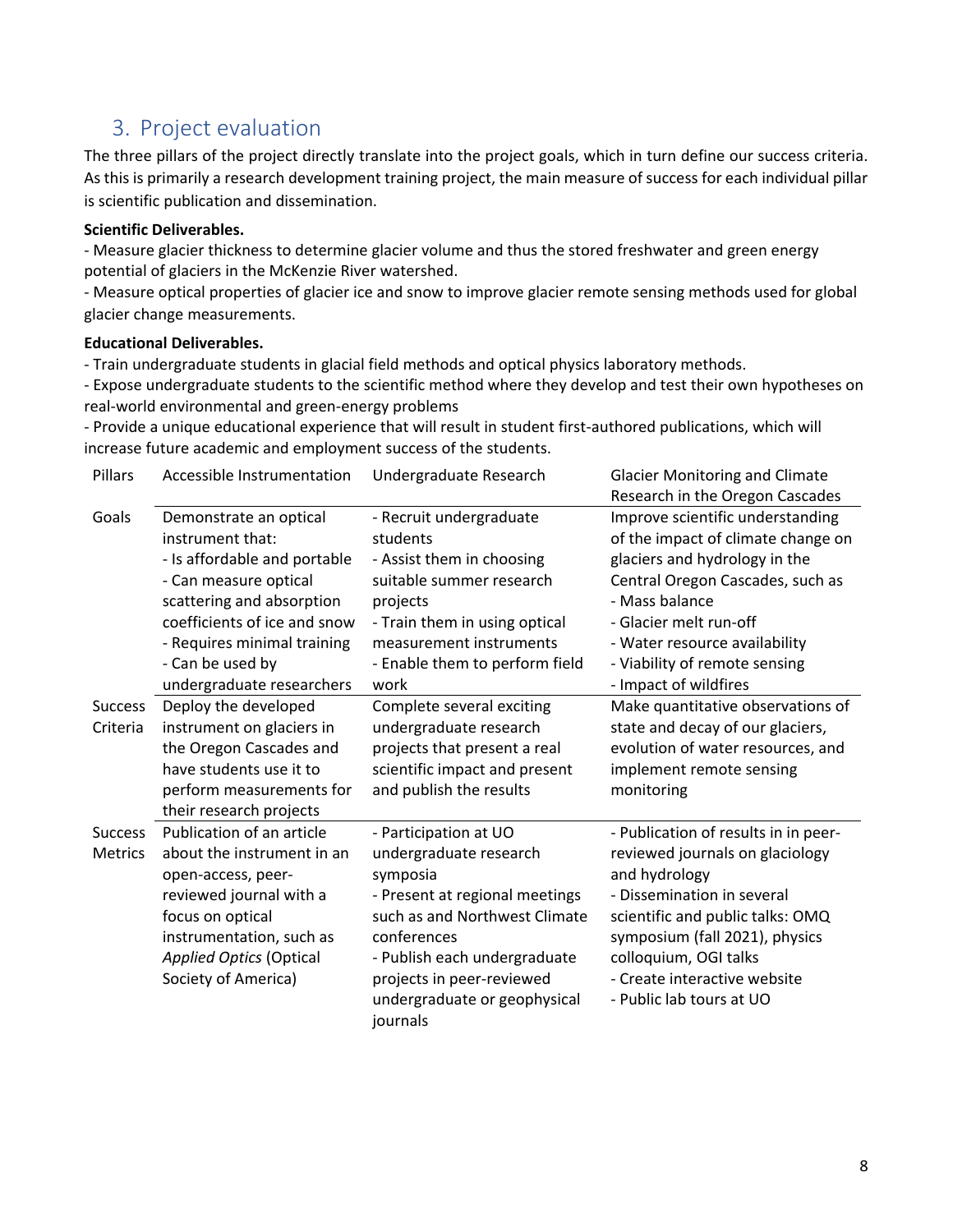## 3. Project evaluation

The three pillars of the project directly translate into the project goals, which in turn define our success criteria. As this is primarily a research development training project, the main measure of success for each individual pillar is scientific publication and dissemination.

**Scientific Deliverables.**

- Measure glacier thickness to determine glacier volume and thus the stored freshwater and green energy potential of glaciers in the McKenzie River watershed.
- Measure optical properties of glacier ice and snow to improve glacier remote sensing methods used for global glacier change measurements.

**Educational Deliverables.**

- Train undergraduate students in glacial field methods and optical physics laboratory methods.
- Expose undergraduate students to the scientific method where they develop and test their own hypotheses on real-world environmental and green-energy problems
- Provide a unique educational experience that will result in student first-authored publications, which will increase future academic and employment success of the students.

| Pillars | Accessible Instrumentation | Undergraduate Research | Glacier Monitoring and Climate Research in the Oregon Cascades |
|---|---|---|---|
| Goals | Demonstrate an optical instrument that:<br>- Is affordable and portable<br>- Can measure optical scattering and absorption coefficients of ice and snow<br>- Requires minimal training<br>- Can be used by undergraduate researchers | - Recruit undergraduate students<br>- Assist them in choosing suitable summer research projects<br>- Train them in using optical measurement instruments<br>- Enable them to perform field work | Improve scientific understanding of the impact of climate change on glaciers and hydrology in the Central Oregon Cascades, such as<br>- Mass balance<br>- Glacier melt run-off<br>- Water resource availability<br>- Viability of remote sensing<br>- Impact of wildfires |
| Success Criteria | Deploy the developed instrument on glaciers in the Oregon Cascades and have students use it to perform measurements for their research projects | Complete several exciting undergraduate research projects that present a real scientific impact and present and publish the results | Make quantitative observations of state and decay of our glaciers, evolution of water resources, and implement remote sensing monitoring |
| Success Metrics | Publication of an article about the instrument in an open-access, peer-reviewed journal with a focus on optical instrumentation, such as *Applied Optics* (Optical Society of America) | - Participation at UO undergraduate research symposia<br>- Present at regional meetings such as and Northwest Climate conferences<br>- Publish each undergraduate projects in peer-reviewed undergraduate or geophysical journals | - Publication of results in in peer-reviewed journals on glaciology and hydrology<br>- Dissemination in several scientific and public talks: OMQ symposium (fall 2021), physics colloquium, OGI talks<br>- Create interactive website<br>- Public lab tours at UO |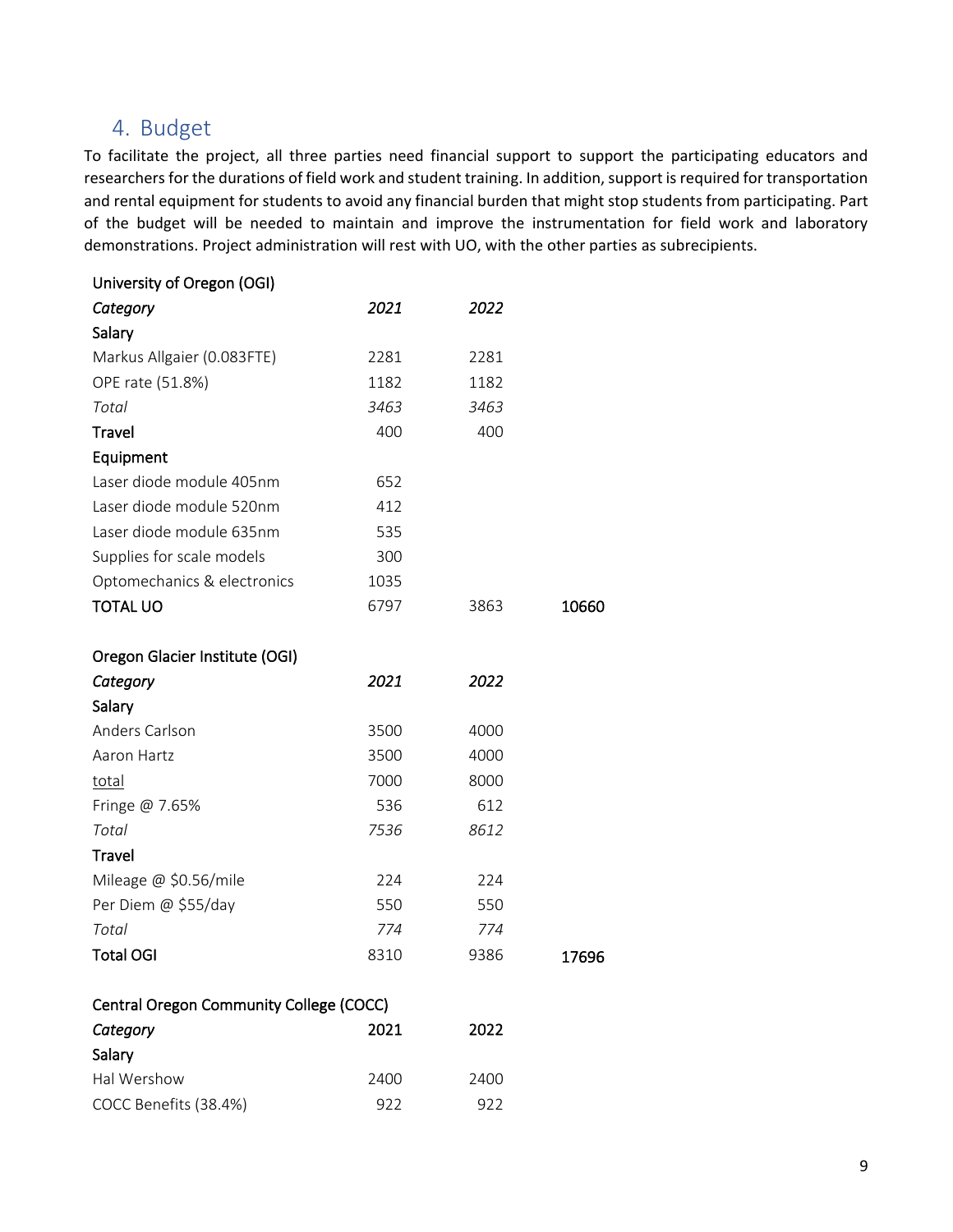## 4. Budget

To facilitate the project, all three parties need financial support to support the participating educators and researchers for the durations of field work and student training. In addition, support is required for transportation and rental equipment for students to avoid any financial burden that might stop students from participating. Part of the budget will be needed to maintain and improve the instrumentation for field work and laboratory demonstrations. Project administration will rest with UO, with the other parties as subrecipients.

| University of Oregon (OGI) | | | |
|---|---|---|---|
| *Category* | *2021* | *2022* | |
| **Salary** | | | |
| Markus Allgaier (0.083FTE) | 2281 | 2281 | |
| OPE rate (51.8%) | 1182 | 1182 | |
| *Total* | *3463* | *3463* | |
| **Travel** | 400 | 400 | |
| **Equipment** | | | |
| Laser diode module 405nm | 652 | | |
| Laser diode module 520nm | 412 | | |
| Laser diode module 635nm | 535 | | |
| Supplies for scale models | 300 | | |
| Optomechanics & electronics | 1035 | | |
| **TOTAL UO** | 6797 | 3863 | **10660** |

| Oregon Glacier Institute (OGI) | | | |
|---|---|---|---|
| *Category* | *2021* | *2022* | |
| **Salary** | | | |
| Anders Carlson | 3500 | 4000 | |
| Aaron Hartz | 3500 | 4000 | |
| total | 7000 | 8000 | |
| Fringe @ 7.65% | 536 | 612 | |
| *Total* | *7536* | *8612* | |
| **Travel** | | | |
| Mileage @ $0.56/mile | 224 | 224 | |
| Per Diem @ $55/day | 550 | 550 | |
| *Total* | *774* | *774* | |
| **Total OGI** | 8310 | 9386 | **17696** |

| Central Oregon Community College (COCC) | | |
|---|---|---|
| *Category* | 2021 | 2022 |
| **Salary** | | |
| Hal Wershow | 2400 | 2400 |
| COCC Benefits (38.4%) | 922 | 922 |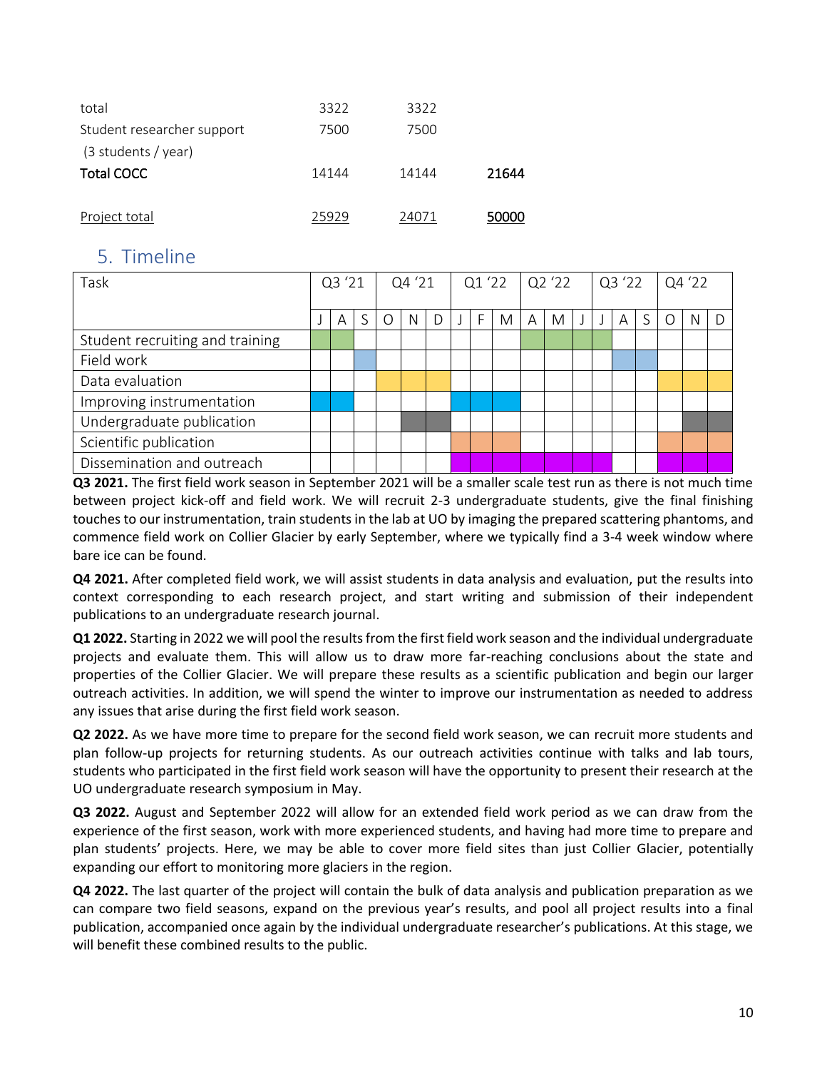| | | | |
|---|---|---|---|
| total | 3322 | 3322 | |
| Student researcher support (3 students / year) | 7500 | 7500 | |
| **Total COCC** | 14144 | 14144 | **21644** |
| Project total | 25929 | 24071 | 50000 |

## 5. Timeline

| Task | Q3 '21 | | | Q4 '21 | | | Q1 '22 | | | Q2 '22 | | | Q3 '22 | | | Q4 '22 | | |
|---|---|---|---|---|---|---|---|---|---|---|---|---|---|---|---|---|---|---|
| | J | A | S | O | N | D | J | F | M | A | M | J | J | A | S | O | N | D |
| Student recruiting and training | X | X | | | | | | | | X | X | X | X | | | | | |
| Field work | | | X | | | | | | | | | | | X | X | | | |
| Data evaluation | | | | X | X | X | | | | | | | | | | X | X | X |
| Improving instrumentation | X | X | | | | | X | X | X | | | | | | | | | |
| Undergraduate publication | | | | | X | X | | | | | | | | | | | X | X |
| Scientific publication | | | | | | | X | X | X | | | | | | | X | X | X |
| Dissemination and outreach | | | | | | | X | X | X | X | X | X | X | | | X | X | X |

**Q3 2021.** The first field work season in September 2021 will be a smaller scale test run as there is not much time between project kick-off and field work. We will recruit 2-3 undergraduate students, give the final finishing touches to our instrumentation, train students in the lab at UO by imaging the prepared scattering phantoms, and commence field work on Collier Glacier by early September, where we typically find a 3-4 week window where bare ice can be found.

**Q4 2021.** After completed field work, we will assist students in data analysis and evaluation, put the results into context corresponding to each research project, and start writing and submission of their independent publications to an undergraduate research journal.

**Q1 2022.** Starting in 2022 we will pool the results from the first field work season and the individual undergraduate projects and evaluate them. This will allow us to draw more far-reaching conclusions about the state and properties of the Collier Glacier. We will prepare these results as a scientific publication and begin our larger outreach activities. In addition, we will spend the winter to improve our instrumentation as needed to address any issues that arise during the first field work season.

**Q2 2022.** As we have more time to prepare for the second field work season, we can recruit more students and plan follow-up projects for returning students. As our outreach activities continue with talks and lab tours, students who participated in the first field work season will have the opportunity to present their research at the UO undergraduate research symposium in May.

**Q3 2022.** August and September 2022 will allow for an extended field work period as we can draw from the experience of the first season, work with more experienced students, and having had more time to prepare and plan students' projects. Here, we may be able to cover more field sites than just Collier Glacier, potentially expanding our effort to monitoring more glaciers in the region.

**Q4 2022.** The last quarter of the project will contain the bulk of data analysis and publication preparation as we can compare two field seasons, expand on the previous year's results, and pool all project results into a final publication, accompanied once again by the individual undergraduate researcher's publications. At this stage, we will benefit these combined results to the public.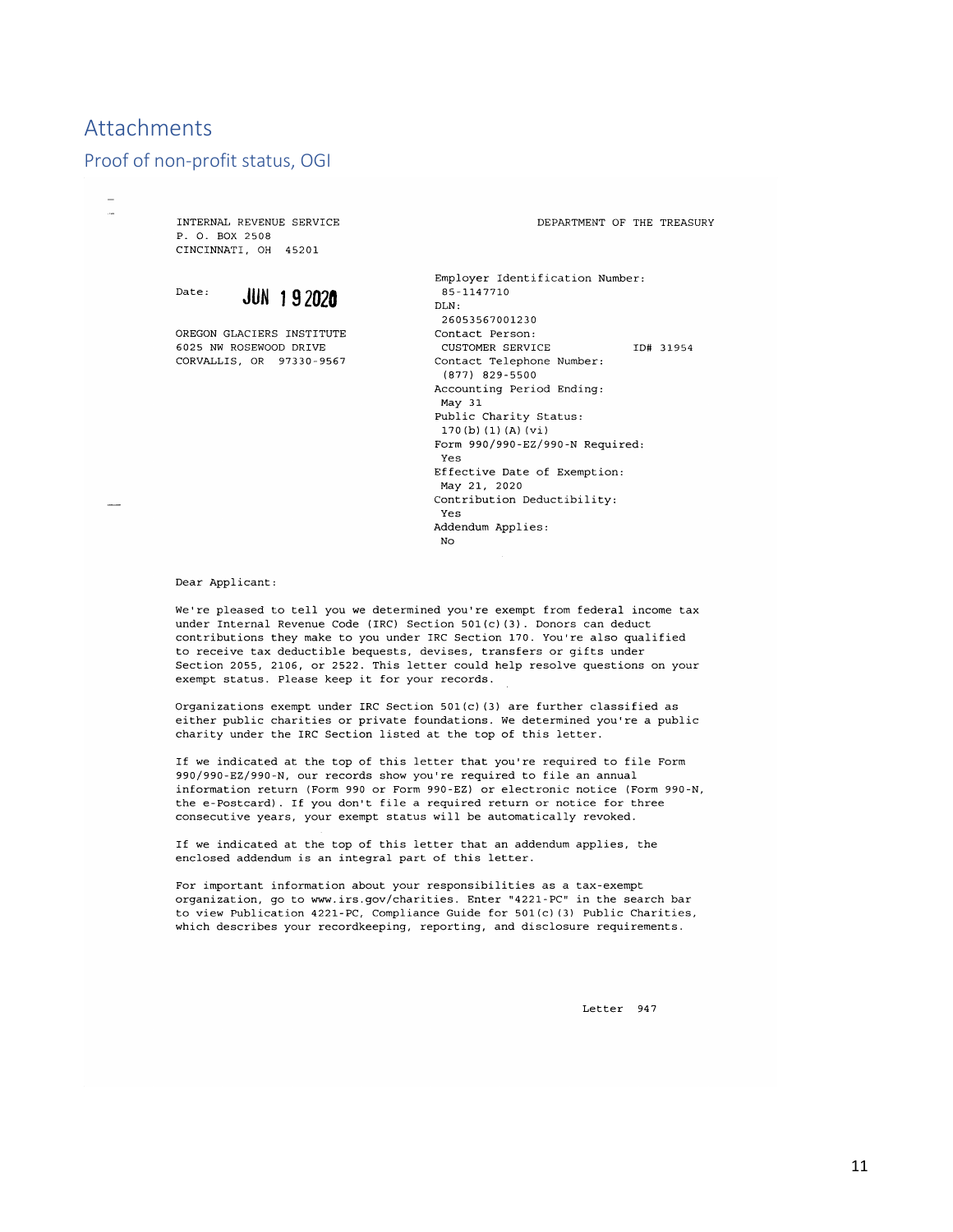# Attachments

## Proof of non-profit status, OGI

INTERNAL REVENUE SERVICE
P. O. BOX 2508
CINCINNATI, OH 45201

DEPARTMENT OF THE TREASURY

Date: JUN 19 2020

OREGON GLACIERS INSTITUTE
6025 NW ROSEWOOD DRIVE
CORVALLIS, OR 97330-9567

Employer Identification Number:
85-1147710
DLN:
26053567001230
Contact Person:
CUSTOMER SERVICE ID# 31954
Contact Telephone Number:
(877) 829-5500
Accounting Period Ending:
May 31
Public Charity Status:
170(b)(1)(A)(vi)
Form 990/990-EZ/990-N Required:
Yes
Effective Date of Exemption:
May 21, 2020
Contribution Deductibility:
Yes
Addendum Applies:
No

Dear Applicant:

We're pleased to tell you we determined you're exempt from federal income tax under Internal Revenue Code (IRC) Section 501(c)(3). Donors can deduct contributions they make to you under IRC Section 170. You're also qualified to receive tax deductible bequests, devises, transfers or gifts under Section 2055, 2106, or 2522. This letter could help resolve questions on your exempt status. Please keep it for your records.

Organizations exempt under IRC Section 501(c)(3) are further classified as either public charities or private foundations. We determined you're a public charity under the IRC Section listed at the top of this letter.

If we indicated at the top of this letter that you're required to file Form 990/990-EZ/990-N, our records show you're required to file an annual information return (Form 990 or Form 990-EZ) or electronic notice (Form 990-N, the e-Postcard). If you don't file a required return or notice for three consecutive years, your exempt status will be automatically revoked.

If we indicated at the top of this letter that an addendum applies, the enclosed addendum is an integral part of this letter.

For important information about your responsibilities as a tax-exempt organization, go to www.irs.gov/charities. Enter "4221-PC" in the search bar to view Publication 4221-PC, Compliance Guide for 501(c)(3) Public Charities, which describes your recordkeeping, reporting, and disclosure requirements.

Letter 947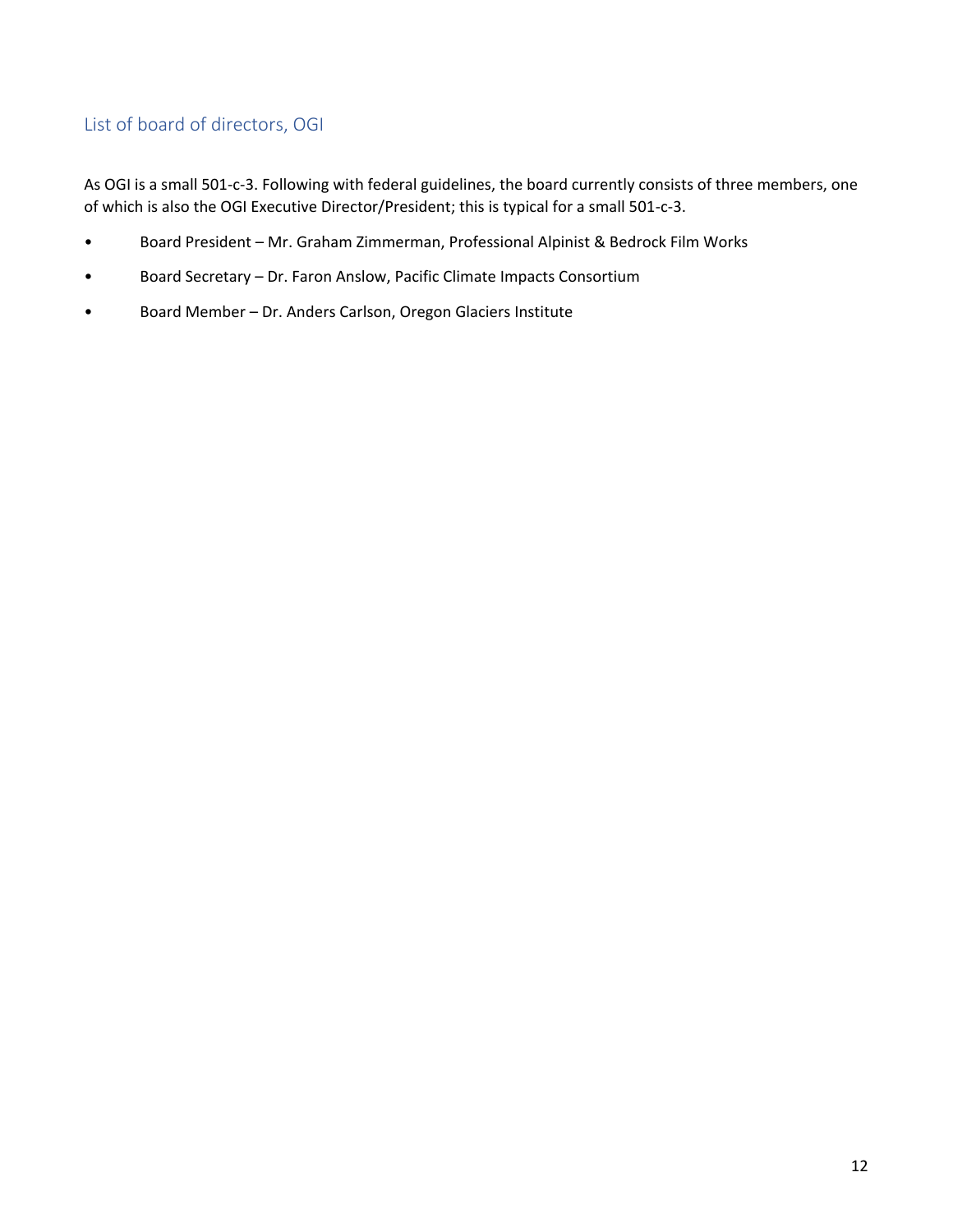## List of board of directors, OGI

As OGI is a small 501-c-3. Following with federal guidelines, the board currently consists of three members, one of which is also the OGI Executive Director/President; this is typical for a small 501-c-3.

- Board President – Mr. Graham Zimmerman, Professional Alpinist & Bedrock Film Works
- Board Secretary – Dr. Faron Anslow, Pacific Climate Impacts Consortium
- Board Member – Dr. Anders Carlson, Oregon Glaciers Institute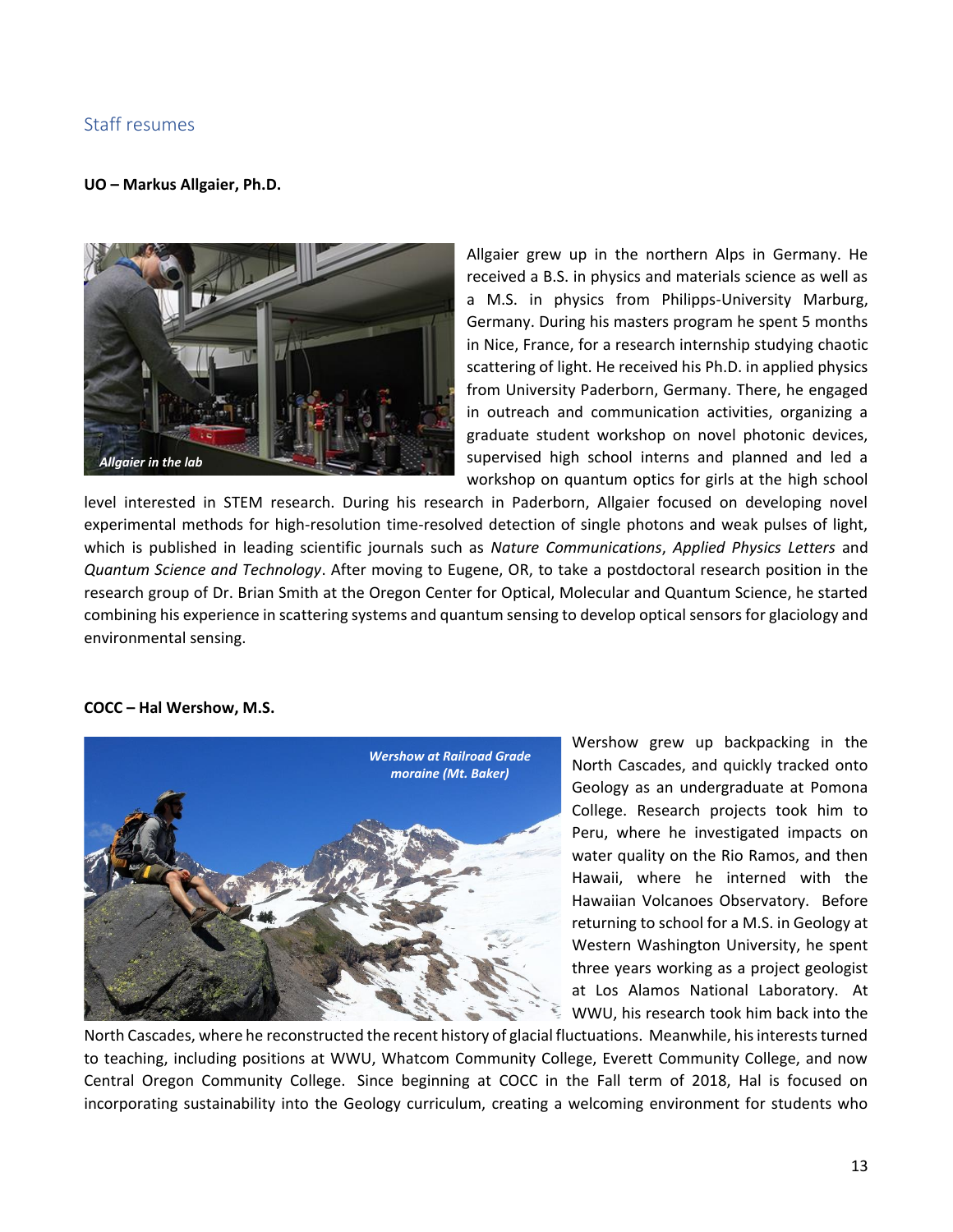## Staff resumes

**UO – Markus Allgaier, Ph.D.**

*Allgaier in the lab*

Allgaier grew up in the northern Alps in Germany. He received a B.S. in physics and materials science as well as a M.S. in physics from Philipps-University Marburg, Germany. During his masters program he spent 5 months in Nice, France, for a research internship studying chaotic scattering of light. He received his Ph.D. in applied physics from University Paderborn, Germany. There, he engaged in outreach and communication activities, organizing a graduate student workshop on novel photonic devices, supervised high school interns and planned and led a workshop on quantum optics for girls at the high school level interested in STEM research. During his research in Paderborn, Allgaier focused on developing novel experimental methods for high-resolution time-resolved detection of single photons and weak pulses of light, which is published in leading scientific journals such as *Nature Communications*, *Applied Physics Letters* and *Quantum Science and Technology*. After moving to Eugene, OR, to take a postdoctoral research position in the research group of Dr. Brian Smith at the Oregon Center for Optical, Molecular and Quantum Science, he started combining his experience in scattering systems and quantum sensing to develop optical sensors for glaciology and environmental sensing.

**COCC – Hal Wershow, M.S.**

*Wershow at Railroad Grade moraine (Mt. Baker)*

Wershow grew up backpacking in the North Cascades, and quickly tracked onto Geology as an undergraduate at Pomona College. Research projects took him to Peru, where he investigated impacts on water quality on the Rio Ramos, and then Hawaii, where he interned with the Hawaiian Volcanoes Observatory. Before returning to school for a M.S. in Geology at Western Washington University, he spent three years working as a project geologist at Los Alamos National Laboratory. At WWU, his research took him back into the North Cascades, where he reconstructed the recent history of glacial fluctuations. Meanwhile, his interests turned to teaching, including positions at WWU, Whatcom Community College, Everett Community College, and now Central Oregon Community College. Since beginning at COCC in the Fall term of 2018, Hal is focused on incorporating sustainability into the Geology curriculum, creating a welcoming environment for students who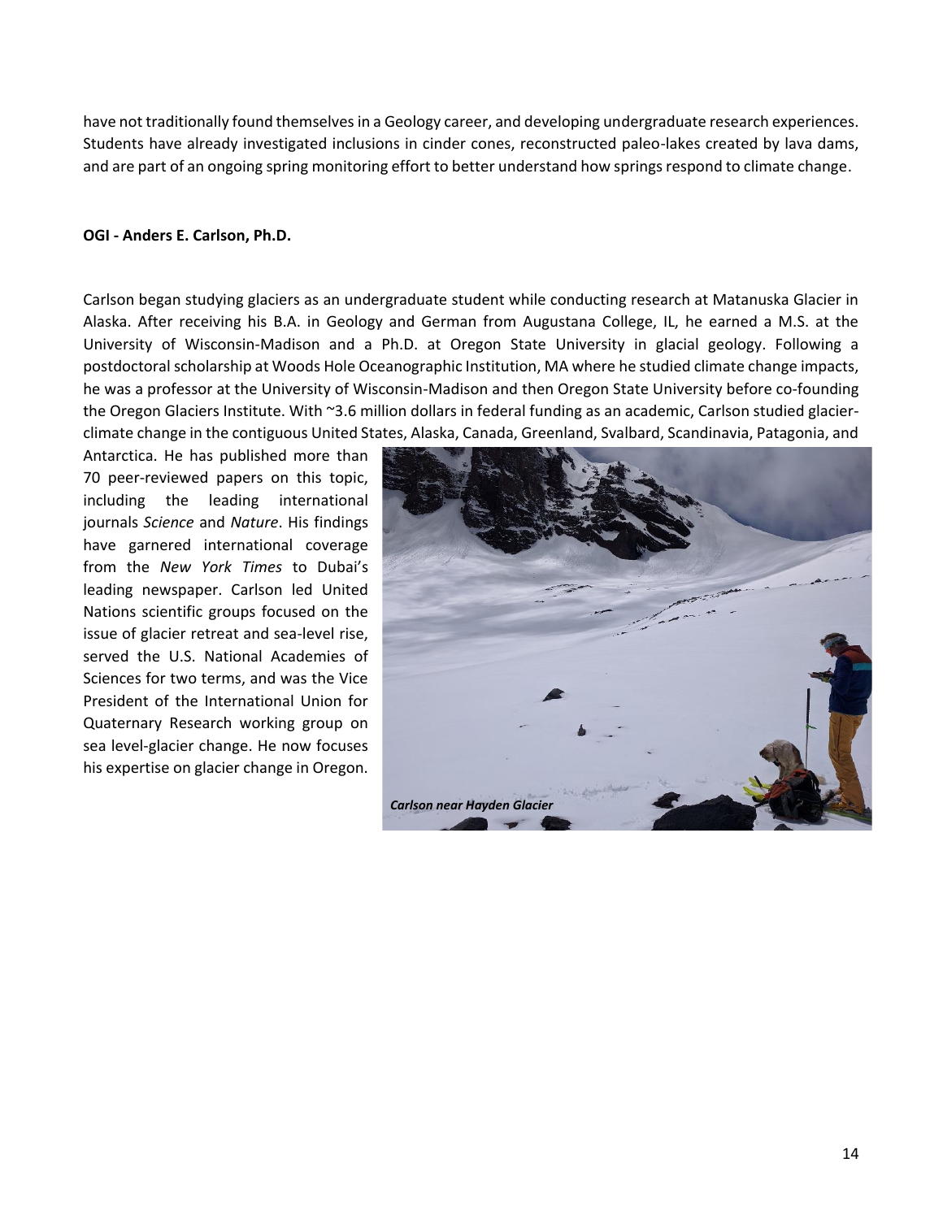have not traditionally found themselves in a Geology career, and developing undergraduate research experiences. Students have already investigated inclusions in cinder cones, reconstructed paleo-lakes created by lava dams, and are part of an ongoing spring monitoring effort to better understand how springs respond to climate change.

**OGI - Anders E. Carlson, Ph.D.**

Carlson began studying glaciers as an undergraduate student while conducting research at Matanuska Glacier in Alaska. After receiving his B.A. in Geology and German from Augustana College, IL, he earned a M.S. at the University of Wisconsin-Madison and a Ph.D. at Oregon State University in glacial geology. Following a postdoctoral scholarship at Woods Hole Oceanographic Institution, MA where he studied climate change impacts, he was a professor at the University of Wisconsin-Madison and then Oregon State University before co-founding the Oregon Glaciers Institute. With ~3.6 million dollars in federal funding as an academic, Carlson studied glacier-climate change in the contiguous United States, Alaska, Canada, Greenland, Svalbard, Scandinavia, Patagonia, and Antarctica. He has published more than 70 peer-reviewed papers on this topic, including the leading international journals *Science* and *Nature*. His findings have garnered international coverage from the *New York Times* to Dubai's leading newspaper. Carlson led United Nations scientific groups focused on the issue of glacier retreat and sea-level rise, served the U.S. National Academies of Sciences for two terms, and was the Vice President of the International Union for Quaternary Research working group on sea level-glacier change. He now focuses his expertise on glacier change in Oregon.

***Carlson near Hayden Glacier***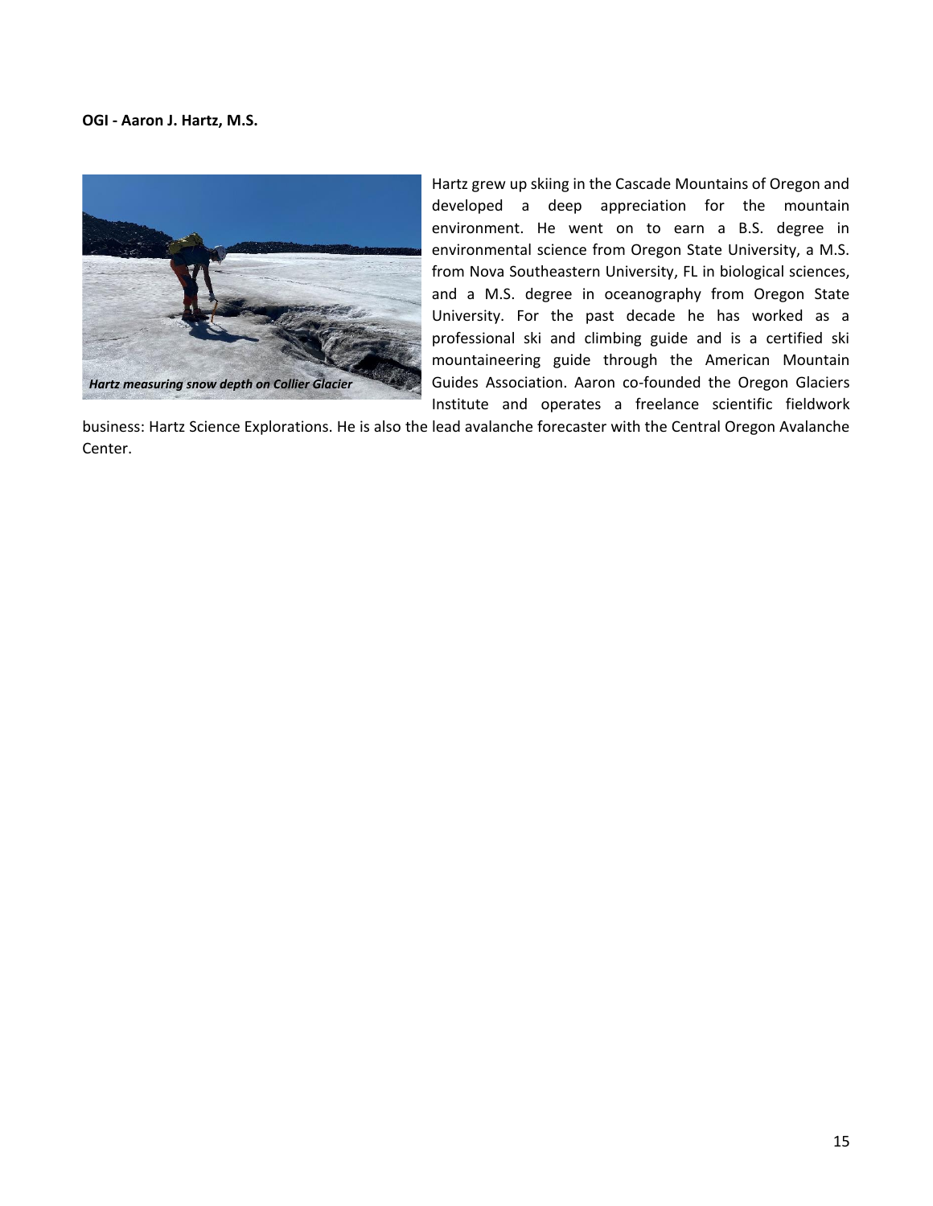**OGI - Aaron J. Hartz, M.S.**

*Hartz measuring snow depth on Collier Glacier*

Hartz grew up skiing in the Cascade Mountains of Oregon and developed a deep appreciation for the mountain environment. He went on to earn a B.S. degree in environmental science from Oregon State University, a M.S. from Nova Southeastern University, FL in biological sciences, and a M.S. degree in oceanography from Oregon State University. For the past decade he has worked as a professional ski and climbing guide and is a certified ski mountaineering guide through the American Mountain Guides Association. Aaron co-founded the Oregon Glaciers Institute and operates a freelance scientific fieldwork business: Hartz Science Explorations. He is also the lead avalanche forecaster with the Central Oregon Avalanche Center.